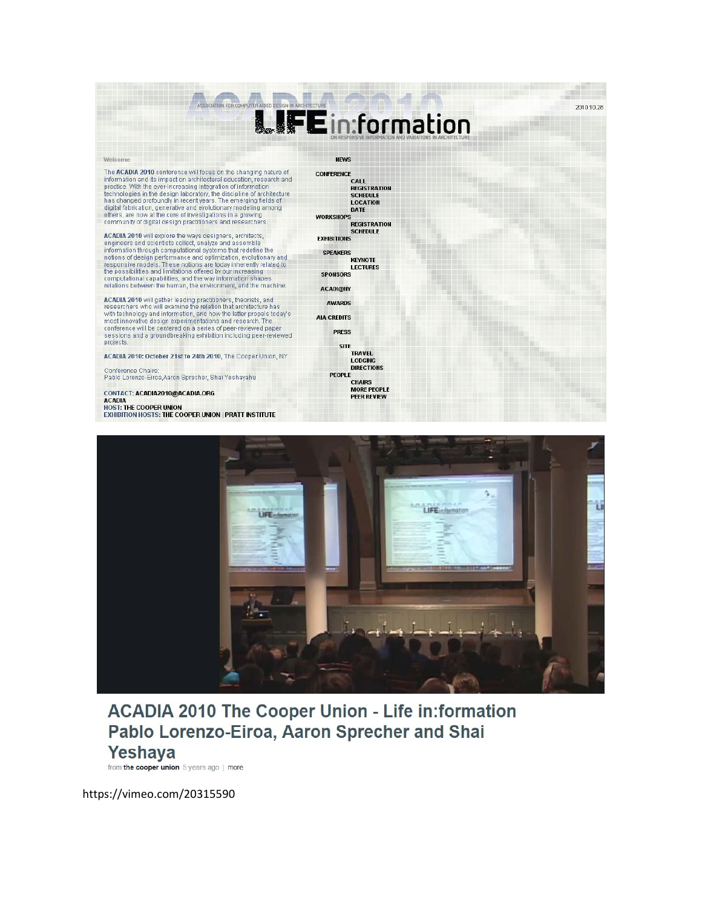ASSOCIATION FOR COMPUTER AIDED DESIGN IN ARCHITECTURE

# LIFE in:formation

ON RESPONSIVE INFORMATION AND VARIATIONS IN ARCHITECTURE

2010.10.28

Welcome

The **ACADIA 2010** conference will focus on the changing nature of information and its impact on architectural education, research and practice. With the ever-increasing integration of information technologies in the design laboratory, the discipline of architecture has changed profoundly in recent years. The emerging fields of digital fabrication, generative and evolutionary modeling among others, are now at the core of investigations in a growing community of digital design practitioners and researchers.

**ACADIA 2010** will explore the ways designers, architects, engineers and scientists collect, analyze and assemble information through computational systems that redefine the notions of design performance and optimization, evolutionary and responsive models. These notions are today inherently related to the possibilities and limitations offered by our increasing computational capabilities, and the way information shapes relations between the human, the environment, and the machine.

**ACADIA 2010** will gather leading practitioners, theorists, and researchers who will examine the relation that architecture has with technology and information, and how the latter propels today's most innovative design experimentations and research. The conference will be centered on a series of peer-reviewed paper sessions and a groundbreaking exhibition including peer-reviewed projects.

**ACADIA 2010: October 21st to 24th 2010**, The Cooper Union, NY

Conference Chairs:
Pablo Lorenzo-Eiroa,Aaron Sprecher, Shai Yeshayahu

**CONTACT: ACADIA2010@ACADIA.ORG**
**ACADIA**
**HOST: THE COOPER UNION**
**EXHIBITION HOSTS: THE COOPER UNION | PRATT INSTITUTE**

- NEWS
- CONFERENCE
  - CALL
  - REGISTRATION
  - SCHEDULE
  - LOCATION
  - DATE
- WORKSHOPS
  - REGISTRATION
  - SCHEDULE
- EXHIBITIONS
- SPEAKERS
  - KEYNOTE
  - LECTURES
- SPONSORS
- ACADI@NY
- AWARDS
- AIA CREDITS
- PRESS
- SITE
  - TRAVEL
  - LODGING
  - DIRECTIONS
- PEOPLE
  - CHAIRS
  - MORE PEOPLE
  - PEER REVIEW

## ACADIA 2010 The Cooper Union - Life in:formation Pablo Lorenzo-Eiroa, Aaron Sprecher and Shai Yeshaya

from **the cooper union** 5 years ago | more

https://vimeo.com/20315590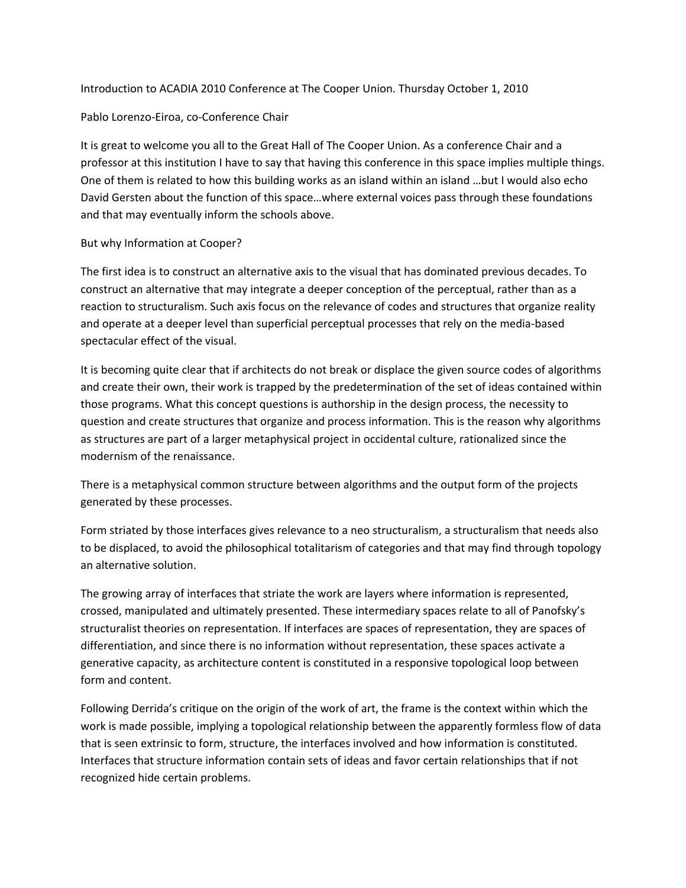Introduction to ACADIA 2010 Conference at The Cooper Union. Thursday October 1, 2010

Pablo Lorenzo-Eiroa, co-Conference Chair

It is great to welcome you all to the Great Hall of The Cooper Union. As a conference Chair and a professor at this institution I have to say that having this conference in this space implies multiple things. One of them is related to how this building works as an island within an island …but I would also echo David Gersten about the function of this space…where external voices pass through these foundations and that may eventually inform the schools above.

But why Information at Cooper?

The first idea is to construct an alternative axis to the visual that has dominated previous decades. To construct an alternative that may integrate a deeper conception of the perceptual, rather than as a reaction to structuralism. Such axis focus on the relevance of codes and structures that organize reality and operate at a deeper level than superficial perceptual processes that rely on the media-based spectacular effect of the visual.

It is becoming quite clear that if architects do not break or displace the given source codes of algorithms and create their own, their work is trapped by the predetermination of the set of ideas contained within those programs. What this concept questions is authorship in the design process, the necessity to question and create structures that organize and process information. This is the reason why algorithms as structures are part of a larger metaphysical project in occidental culture, rationalized since the modernism of the renaissance.

There is a metaphysical common structure between algorithms and the output form of the projects generated by these processes.

Form striated by those interfaces gives relevance to a neo structuralism, a structuralism that needs also to be displaced, to avoid the philosophical totalitarism of categories and that may find through topology an alternative solution.

The growing array of interfaces that striate the work are layers where information is represented, crossed, manipulated and ultimately presented. These intermediary spaces relate to all of Panofsky's structuralist theories on representation. If interfaces are spaces of representation, they are spaces of differentiation, and since there is no information without representation, these spaces activate a generative capacity, as architecture content is constituted in a responsive topological loop between form and content.

Following Derrida's critique on the origin of the work of art, the frame is the context within which the work is made possible, implying a topological relationship between the apparently formless flow of data that is seen extrinsic to form, structure, the interfaces involved and how information is constituted. Interfaces that structure information contain sets of ideas and favor certain relationships that if not recognized hide certain problems.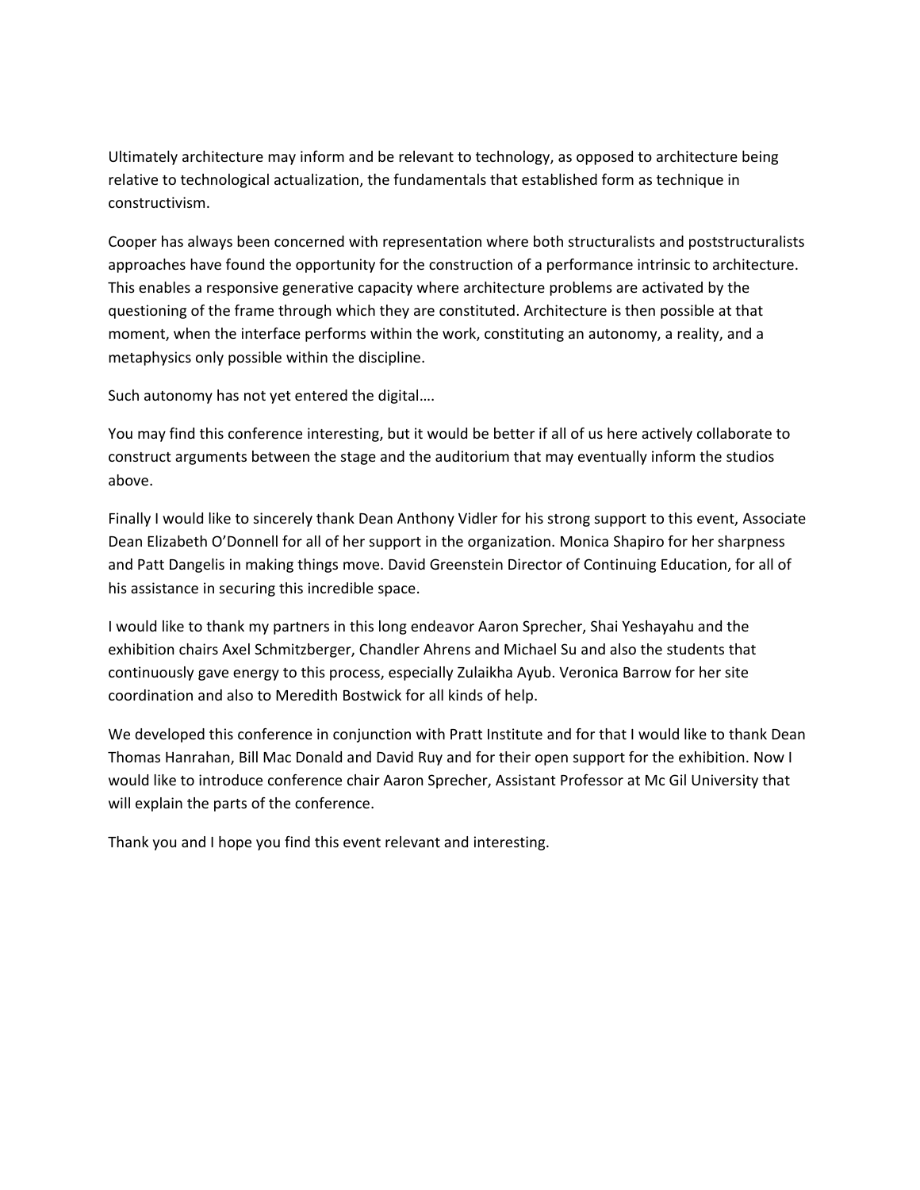Ultimately architecture may inform and be relevant to technology, as opposed to architecture being relative to technological actualization, the fundamentals that established form as technique in constructivism.

Cooper has always been concerned with representation where both structuralists and poststructuralists approaches have found the opportunity for the construction of a performance intrinsic to architecture. This enables a responsive generative capacity where architecture problems are activated by the questioning of the frame through which they are constituted. Architecture is then possible at that moment, when the interface performs within the work, constituting an autonomy, a reality, and a metaphysics only possible within the discipline.

Such autonomy has not yet entered the digital….

You may find this conference interesting, but it would be better if all of us here actively collaborate to construct arguments between the stage and the auditorium that may eventually inform the studios above.

Finally I would like to sincerely thank Dean Anthony Vidler for his strong support to this event, Associate Dean Elizabeth O'Donnell for all of her support in the organization. Monica Shapiro for her sharpness and Patt Dangelis in making things move. David Greenstein Director of Continuing Education, for all of his assistance in securing this incredible space.

I would like to thank my partners in this long endeavor Aaron Sprecher, Shai Yeshayahu and the exhibition chairs Axel Schmitzberger, Chandler Ahrens and Michael Su and also the students that continuously gave energy to this process, especially Zulaikha Ayub. Veronica Barrow for her site coordination and also to Meredith Bostwick for all kinds of help.

We developed this conference in conjunction with Pratt Institute and for that I would like to thank Dean Thomas Hanrahan, Bill Mac Donald and David Ruy and for their open support for the exhibition. Now I would like to introduce conference chair Aaron Sprecher, Assistant Professor at Mc Gil University that will explain the parts of the conference.

Thank you and I hope you find this event relevant and interesting.